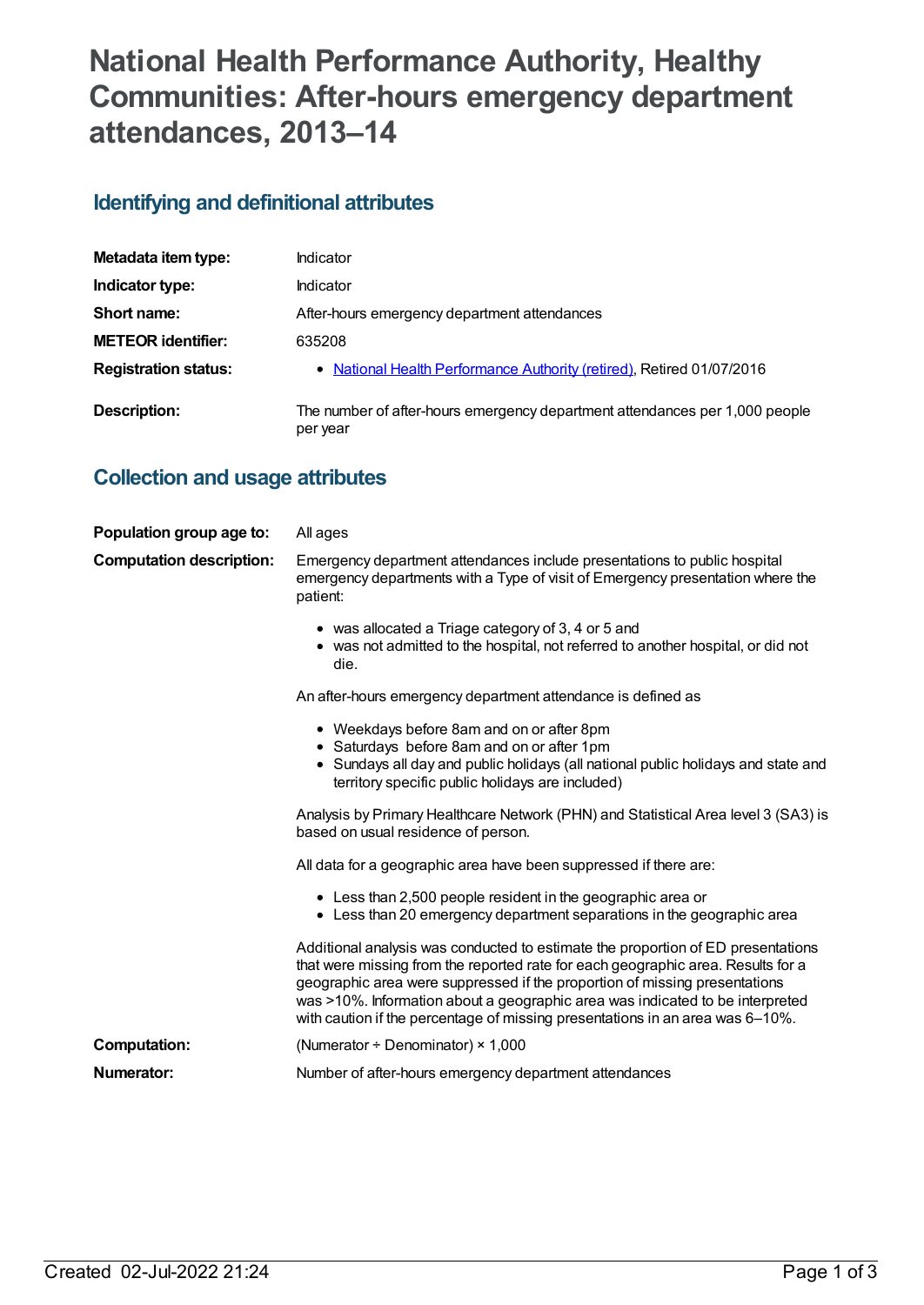# National Health Performance Authority, Healthy Communities: After-hours emergency department attendances, 2013–14

## Identifying and definitional attributes

| | |
|---|---|
| **Metadata item type:** | Indicator |
| **Indicator type:** | Indicator |
| **Short name:** | After-hours emergency department attendances |
| **METEOR identifier:** | 635208 |
| **Registration status:** | • National Health Performance Authority (retired), Retired 01/07/2016 |
| **Description:** | The number of after-hours emergency department attendances per 1,000 people per year |

## Collection and usage attributes

**Population group age to:** All ages

**Computation description:** Emergency department attendances include presentations to public hospital emergency departments with a Type of visit of Emergency presentation where the patient:

- was allocated a Triage category of 3, 4 or 5 and
- was not admitted to the hospital, not referred to another hospital, or did not die.

An after-hours emergency department attendance is defined as

- Weekdays before 8am and on or after 8pm
- Saturdays before 8am and on or after 1pm
- Sundays all day and public holidays (all national public holidays and state and territory specific public holidays are included)

Analysis by Primary Healthcare Network (PHN) and Statistical Area level 3 (SA3) is based on usual residence of person.

All data for a geographic area have been suppressed if there are:

- Less than 2,500 people resident in the geographic area or
- Less than 20 emergency department separations in the geographic area

Additional analysis was conducted to estimate the proportion of ED presentations that were missing from the reported rate for each geographic area. Results for a geographic area were suppressed if the proportion of missing presentations was >10%. Information about a geographic area was indicated to be interpreted with caution if the percentage of missing presentations in an area was 6–10%.

**Computation:** (Numerator ÷ Denominator) × 1,000

**Numerator:** Number of after-hours emergency department attendances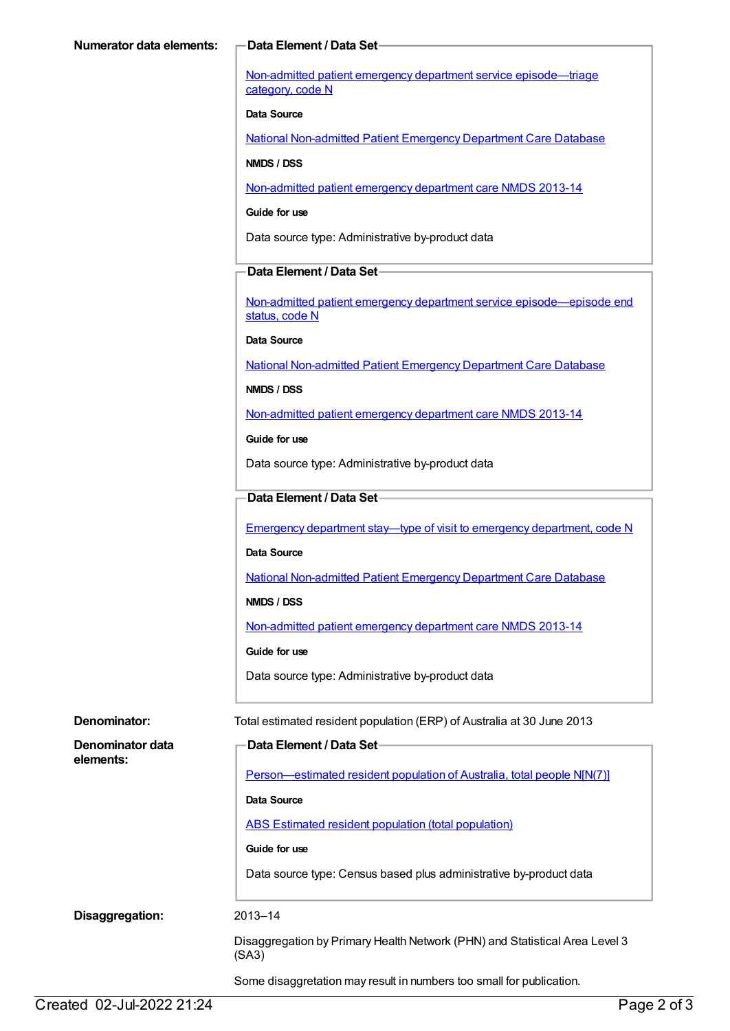**Numerator data elements:**

**Data Element / Data Set**

Non-admitted patient emergency department service episode—triage category, code N

**Data Source**

National Non-admitted Patient Emergency Department Care Database

**NMDS / DSS**

Non-admitted patient emergency department care NMDS 2013-14

**Guide for use**

Data source type: Administrative by-product data

**Data Element / Data Set**

Non-admitted patient emergency department service episode—episode end status, code N

**Data Source**

National Non-admitted Patient Emergency Department Care Database

**NMDS / DSS**

Non-admitted patient emergency department care NMDS 2013-14

**Guide for use**

Data source type: Administrative by-product data

**Data Element / Data Set**

Emergency department stay—type of visit to emergency department, code N

**Data Source**

National Non-admitted Patient Emergency Department Care Database

**NMDS / DSS**

Non-admitted patient emergency department care NMDS 2013-14

**Guide for use**

Data source type: Administrative by-product data

**Denominator:** Total estimated resident population (ERP) of Australia at 30 June 2013

**Denominator data elements:**

**Data Element / Data Set**

Person—estimated resident population of Australia, total people N[N(7)]

**Data Source**

ABS Estimated resident population (total population)

**Guide for use**

Data source type: Census based plus administrative by-product data

**Disaggregation:** 2013–14

Disaggregation by Primary Health Network (PHN) and Statistical Area Level 3 (SA3)

Some disaggretation may result in numbers too small for publication.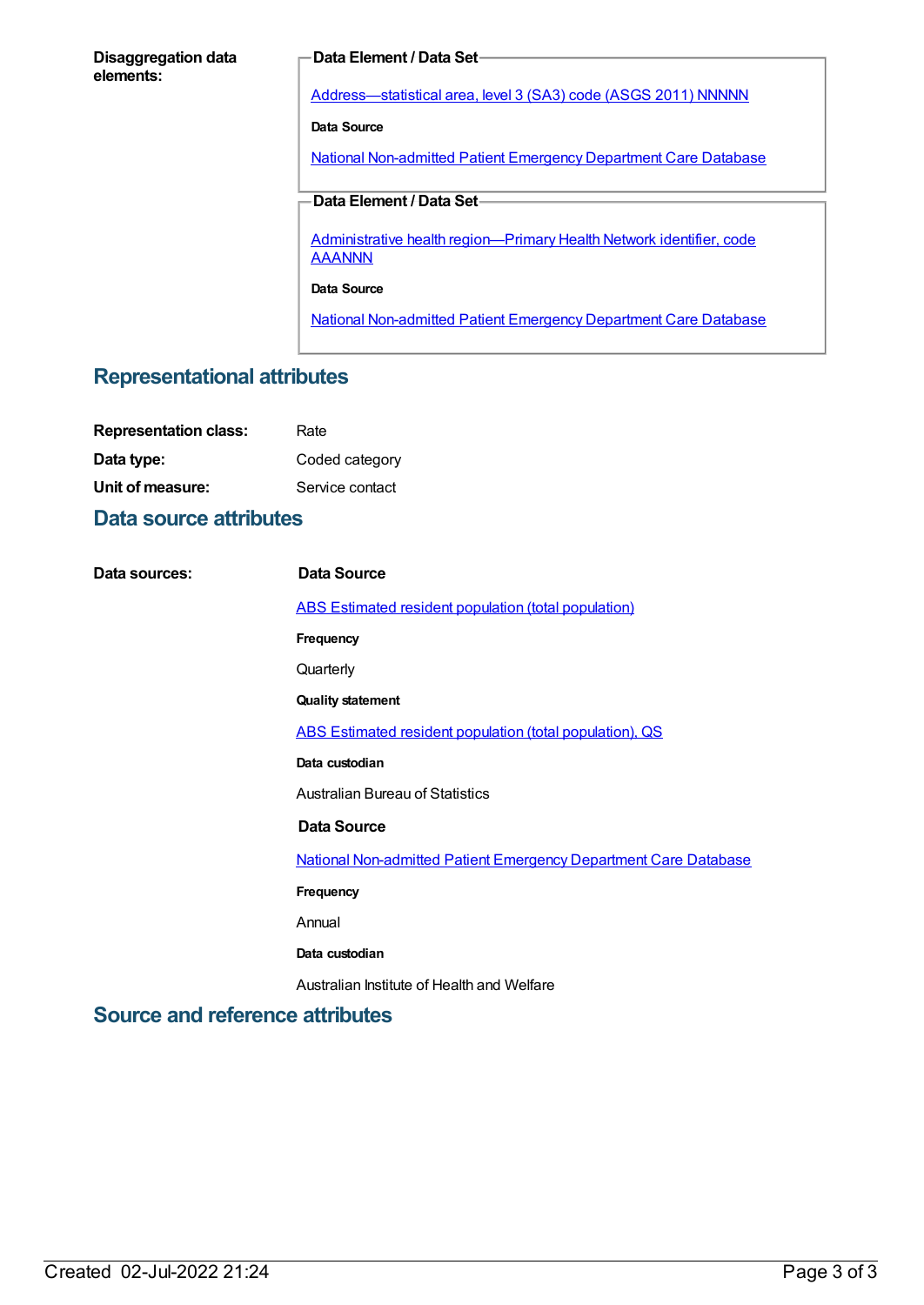**Disaggregation data elements:**

**Data Element / Data Set**

Address—statistical area, level 3 (SA3) code (ASGS 2011) NNNNN

**Data Source**

National Non-admitted Patient Emergency Department Care Database

**Data Element / Data Set**

Administrative health region—Primary Health Network identifier, code AAANNN

**Data Source**

National Non-admitted Patient Emergency Department Care Database

## Representational attributes

| | |
|---|---|
| **Representation class:** | Rate |
| **Data type:** | Coded category |
| **Unit of measure:** | Service contact |

## Data source attributes

**Data sources:**

**Data Source**

ABS Estimated resident population (total population)

**Frequency**

Quarterly

**Quality statement**

ABS Estimated resident population (total population), QS

**Data custodian**

Australian Bureau of Statistics

**Data Source**

National Non-admitted Patient Emergency Department Care Database

**Frequency**

Annual

**Data custodian**

Australian Institute of Health and Welfare

## Source and reference attributes